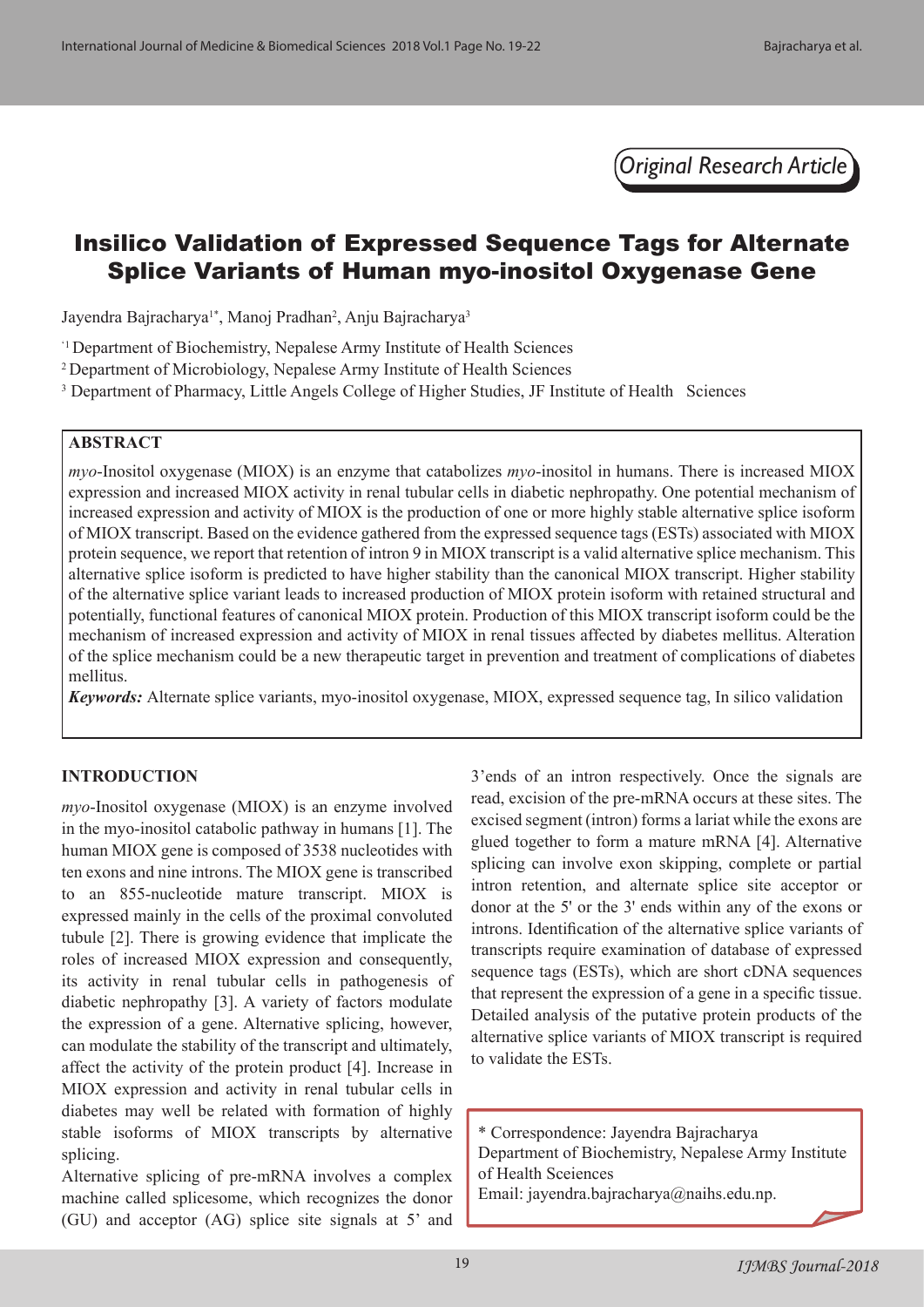*Original Research Article*

# Insilico Validation of Expressed Sequence Tags for Alternate Splice Variants of Human myo-inositol Oxygenase Gene

Jayendra Bajracharya[1*], Manoj Pradhan[2], Anju Bajracharya[3]

[*1] Department of Biochemistry, Nepalese Army Institute of Health Sciences

[2] Department of Microbiology, Nepalese Army Institute of Health Sciences

[3] Department of Pharmacy, Little Angels College of Higher Studies, JF Institute of Health Sciences

## ABSTRACT

*myo*-Inositol oxygenase (MIOX) is an enzyme that catabolizes *myo*-inositol in humans. There is increased MIOX expression and increased MIOX activity in renal tubular cells in diabetic nephropathy. One potential mechanism of increased expression and activity of MIOX is the production of one or more highly stable alternative splice isoform of MIOX transcript. Based on the evidence gathered from the expressed sequence tags (ESTs) associated with MIOX protein sequence, we report that retention of intron 9 in MIOX transcript is a valid alternative splice mechanism. This alternative splice isoform is predicted to have higher stability than the canonical MIOX transcript. Higher stability of the alternative splice variant leads to increased production of MIOX protein isoform with retained structural and potentially, functional features of canonical MIOX protein. Production of this MIOX transcript isoform could be the mechanism of increased expression and activity of MIOX in renal tissues affected by diabetes mellitus. Alteration of the splice mechanism could be a new therapeutic target in prevention and treatment of complications of diabetes mellitus.

***Keywords:*** Alternate splice variants, myo-inositol oxygenase, MIOX, expressed sequence tag, In silico validation

## INTRODUCTION

*myo*-Inositol oxygenase (MIOX) is an enzyme involved in the myo-inositol catabolic pathway in humans [1]. The human MIOX gene is composed of 3538 nucleotides with ten exons and nine introns. The MIOX gene is transcribed to an 855-nucleotide mature transcript. MIOX is expressed mainly in the cells of the proximal convoluted tubule [2]. There is growing evidence that implicate the roles of increased MIOX expression and consequently, its activity in renal tubular cells in pathogenesis of diabetic nephropathy [3]. A variety of factors modulate the expression of a gene. Alternative splicing, however, can modulate the stability of the transcript and ultimately, affect the activity of the protein product [4]. Increase in MIOX expression and activity in renal tubular cells in diabetes may well be related with formation of highly stable isoforms of MIOX transcripts by alternative splicing.

Alternative splicing of pre-mRNA involves a complex machine called splicesome, which recognizes the donor (GU) and acceptor (AG) splice site signals at 5' and 3'ends of an intron respectively. Once the signals are read, excision of the pre-mRNA occurs at these sites. The excised segment (intron) forms a lariat while the exons are glued together to form a mature mRNA [4]. Alternative splicing can involve exon skipping, complete or partial intron retention, and alternate splice site acceptor or donor at the 5' or the 3' ends within any of the exons or introns. Identification of the alternative splice variants of transcripts require examination of database of expressed sequence tags (ESTs), which are short cDNA sequences that represent the expression of a gene in a specific tissue. Detailed analysis of the putative protein products of the alternative splice variants of MIOX transcript is required to validate the ESTs.

\* Correspondence: Jayendra Bajracharya
Department of Biochemistry, Nepalese Army Institute of Health Sceiences
Email: jayendra.bajracharya@naihs.edu.np.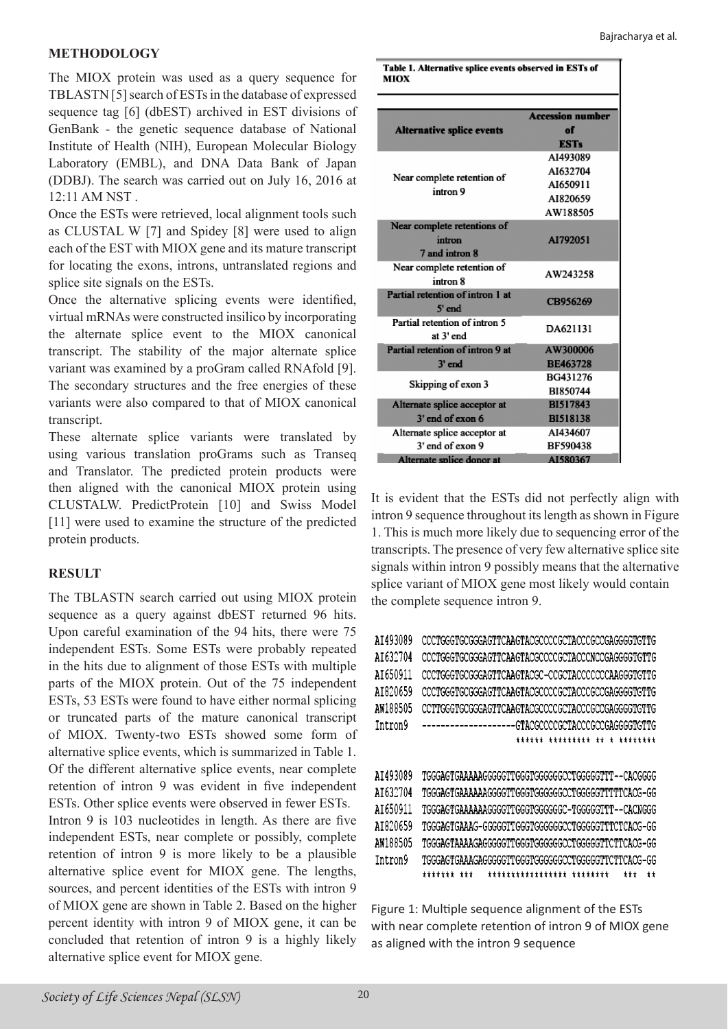## METHODOLOGY

The MIOX protein was used as a query sequence for TBLASTN [5] search of ESTs in the database of expressed sequence tag [6] (dbEST) archived in EST divisions of GenBank - the genetic sequence database of National Institute of Health (NIH), European Molecular Biology Laboratory (EMBL), and DNA Data Bank of Japan (DDBJ). The search was carried out on July 16, 2016 at 12:11 AM NST .

Once the ESTs were retrieved, local alignment tools such as CLUSTAL W [7] and Spidey [8] were used to align each of the EST with MIOX gene and its mature transcript for locating the exons, introns, untranslated regions and splice site signals on the ESTs.

Once the alternative splicing events were identified, virtual mRNAs were constructed insilico by incorporating the alternate splice event to the MIOX canonical transcript. The stability of the major alternate splice variant was examined by a proGram called RNAfold [9]. The secondary structures and the free energies of these variants were also compared to that of MIOX canonical transcript.

These alternate splice variants were translated by using various translation proGrams such as Transeq and Translator. The predicted protein products were then aligned with the canonical MIOX protein using CLUSTALW. PredictProtein [10] and Swiss Model [11] were used to examine the structure of the predicted protein products.

## RESULT

The TBLASTN search carried out using MIOX protein sequence as a query against dbEST returned 96 hits. Upon careful examination of the 94 hits, there were 75 independent ESTs. Some ESTs were probably repeated in the hits due to alignment of those ESTs with multiple parts of the MIOX protein. Out of the 75 independent ESTs, 53 ESTs were found to have either normal splicing or truncated parts of the mature canonical transcript of MIOX. Twenty-two ESTs showed some form of alternative splice events, which is summarized in Table 1. Of the different alternative splice events, near complete retention of intron 9 was evident in five independent ESTs. Other splice events were observed in fewer ESTs.

Intron 9 is 103 nucleotides in length. As there are five independent ESTs, near complete or possibly, complete retention of intron 9 is more likely to be a plausible alternative splice event for MIOX gene. The lengths, sources, and percent identities of the ESTs with intron 9 of MIOX gene are shown in Table 2. Based on the higher percent identity with intron 9 of MIOX gene, it can be concluded that retention of intron 9 is a highly likely alternative splice event for MIOX gene.

**Table 1. Alternative splice events observed in ESTs of MIOX**

| Alternative splice events | Accession number of ESTs |
|---|---|
| Near complete retention of intron 9 | AI493089<br>AI632704<br>AI650911<br>AI820659<br>AW188505 |
| Near complete retentions of intron 7 and intron 8 | AI792051 |
| Near complete retention of intron 8 | AW243258 |
| Partial retention of intron 1 at 5' end | CB956269 |
| Partial retention of intron 5 at 3' end | DA621131 |
| Partial retention of intron 9 at 3' end | AW300006<br>BE463728 |
| Skipping of exon 3 | BG431276<br>BI850744 |
| Alternate splice acceptor at 3' end of exon 6 | BI517843<br>BI518138 |
| Alternate splice acceptor at 3' end of exon 9 | AI434607<br>BF590438 |
| Alternate splice donor at | AI580367 |

It is evident that the ESTs did not perfectly align with intron 9 sequence throughout its length as shown in Figure 1. This is much more likely due to sequencing error of the transcripts. The presence of very few alternative splice site signals within intron 9 possibly means that the alternative splice variant of MIOX gene most likely would contain the complete sequence intron 9.

```
AI493089  CCCTGGGTGCGGGAGTTCAAGTACGCCCCGCTACCCGCCGAGGGGTGTTG
AI632704  CCCTGGGTGCGGGAGTTCAAGTACGCCCCGCTACCCNCCGAGGGGTGTTG
AI650911  CCCTGGGTGCGGGAGTTCAAGTACGC-CCGCTACCCCCCCAAGGGTGTTG
AI820659  CCCTGGGTGCGGGAGTTCAAGTACGCCCCGCTACCCGCCGAGGGGTGTTG
AW188505  CCTTGGGTGCGGGAGTTCAAGTACGCCCCGCTACCCGCCGAGGGGTGTTG
Intron9   --------------------GTACGCCCCGCTACCCGCCGAGGGGTGTTG
                              ****** ********* ** * ********

AI493089  TGGGAGTGAAAAAGGGGGTTGGGTGGGGGGCCTGGGGGTTT--CACGGGG
AI632704  TGGGAGTGAAAAAAGGGGTTGGGTGGGGGGCCTGGGGGTTTTTCACG-GG
AI650911  TGGGAGTGAAAAAAGGGGTTGGGTGGGGGGC-TGGGGGTTT--CACNGGG
AI820659  TGGGAGTGAAAG-GGGGGTTGGGTGGGGGGCCTGGGGGTTTCTCACG-GG
AW188505  TGGGAGTAAAAGAGGGGGTTGGGTGGGGGGCCTGGGGTTCTTCACG-GG
Intron9   TGGGAGTGAAAGAGGGGGTTGGGTGGGGGGCCTGGGGTTCTTCACG-GG
          ******* ***  **************** ********   ***  **
```

Figure 1: Multiple sequence alignment of the ESTs with near complete retention of intron 9 of MIOX gene as aligned with the intron 9 sequence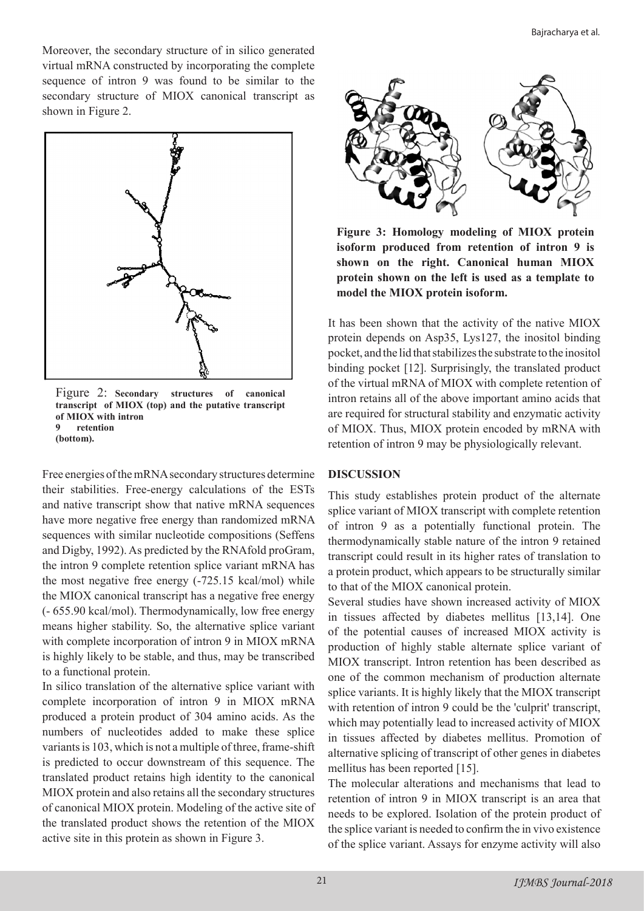Moreover, the secondary structure of in silico generated virtual mRNA constructed by incorporating the complete sequence of intron 9 was found to be similar to the secondary structure of MIOX canonical transcript as shown in Figure 2.

Figure 2: **Secondary structures of canonical transcript of MIOX (top) and the putative transcript of MIOX with intron 9 retention (bottom).**

Free energies of the mRNA secondary structures determine their stabilities. Free-energy calculations of the ESTs and native transcript show that native mRNA sequences have more negative free energy than randomized mRNA sequences with similar nucleotide compositions (Seffens and Digby, 1992). As predicted by the RNAfold proGram, the intron 9 complete retention splice variant mRNA has the most negative free energy (-725.15 kcal/mol) while the MIOX canonical transcript has a negative free energy (- 655.90 kcal/mol). Thermodynamically, low free energy means higher stability. So, the alternative splice variant with complete incorporation of intron 9 in MIOX mRNA is highly likely to be stable, and thus, may be transcribed to a functional protein.

In silico translation of the alternative splice variant with complete incorporation of intron 9 in MIOX mRNA produced a protein product of 304 amino acids. As the numbers of nucleotides added to make these splice variants is 103, which is not a multiple of three, frame-shift is predicted to occur downstream of this sequence. The translated product retains high identity to the canonical MIOX protein and also retains all the secondary structures of canonical MIOX protein. Modeling of the active site of the translated product shows the retention of the MIOX active site in this protein as shown in Figure 3.

**Figure 3: Homology modeling of MIOX protein isoform produced from retention of intron 9 is shown on the right. Canonical human MIOX protein shown on the left is used as a template to model the MIOX protein isoform.**

It has been shown that the activity of the native MIOX protein depends on Asp35, Lys127, the inositol binding pocket, and the lid that stabilizes the substrate to the inositol binding pocket [12]. Surprisingly, the translated product of the virtual mRNA of MIOX with complete retention of intron retains all of the above important amino acids that are required for structural stability and enzymatic activity of MIOX. Thus, MIOX protein encoded by mRNA with retention of intron 9 may be physiologically relevant.

## DISCUSSION

This study establishes protein product of the alternate splice variant of MIOX transcript with complete retention of intron 9 as a potentially functional protein. The thermodynamically stable nature of the intron 9 retained transcript could result in its higher rates of translation to a protein product, which appears to be structurally similar to that of the MIOX canonical protein.

Several studies have shown increased activity of MIOX in tissues affected by diabetes mellitus [13,14]. One of the potential causes of increased MIOX activity is production of highly stable alternate splice variant of MIOX transcript. Intron retention has been described as one of the common mechanism of production alternate splice variants. It is highly likely that the MIOX transcript with retention of intron 9 could be the 'culprit' transcript, which may potentially lead to increased activity of MIOX in tissues affected by diabetes mellitus. Promotion of alternative splicing of transcript of other genes in diabetes mellitus has been reported [15].

The molecular alterations and mechanisms that lead to retention of intron 9 in MIOX transcript is an area that needs to be explored. Isolation of the protein product of the splice variant is needed to confirm the in vivo existence of the splice variant. Assays for enzyme activity will also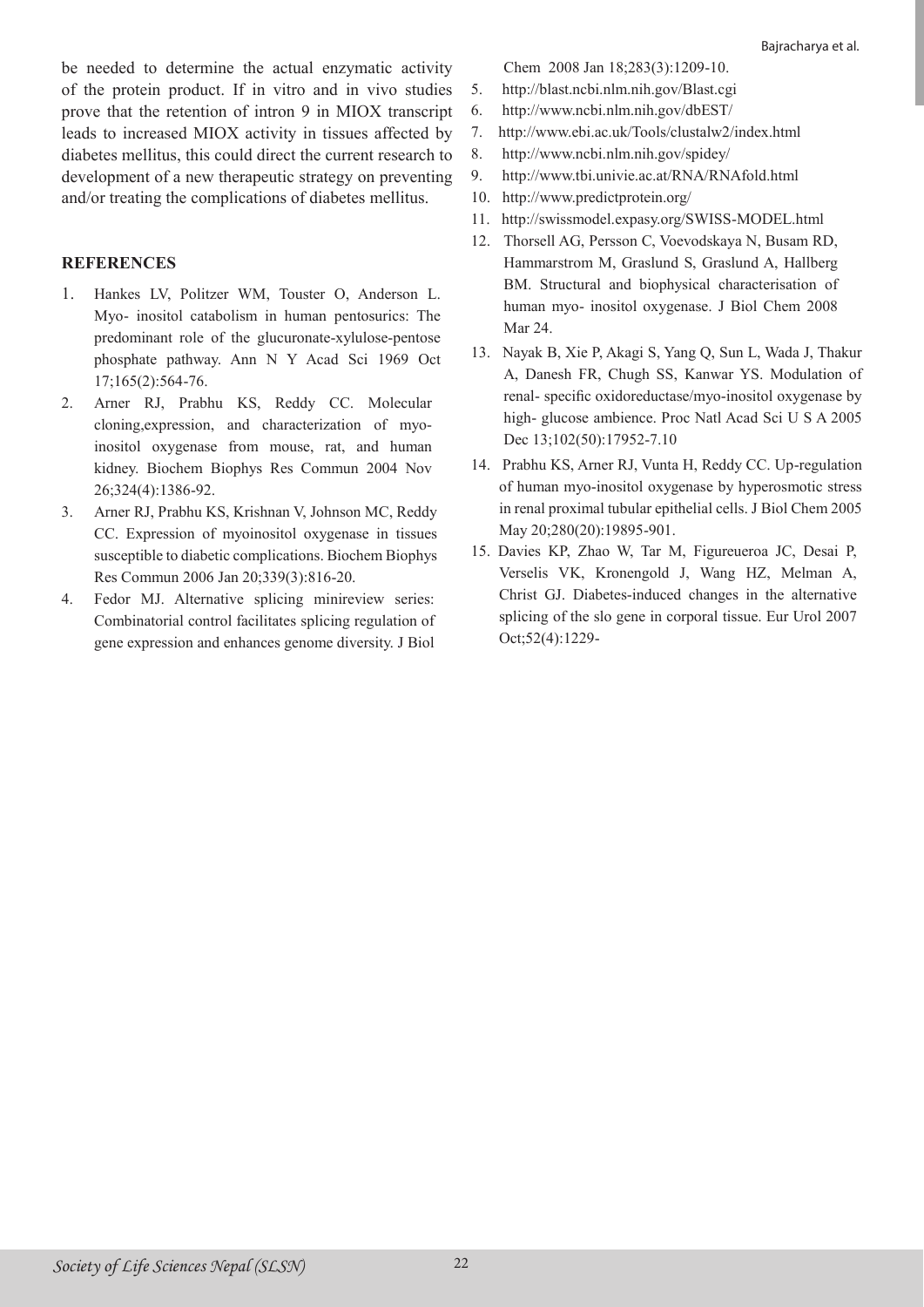be needed to determine the actual enzymatic activity of the protein product. If in vitro and in vivo studies prove that the retention of intron 9 in MIOX transcript leads to increased MIOX activity in tissues affected by diabetes mellitus, this could direct the current research to development of a new therapeutic strategy on preventing and/or treating the complications of diabetes mellitus.

## REFERENCES

1. Hankes LV, Politzer WM, Touster O, Anderson L. Myo- inositol catabolism in human pentosurics: The predominant role of the glucuronate-xylulose-pentose phosphate pathway. Ann N Y Acad Sci 1969 Oct 17;165(2):564-76.
2. Arner RJ, Prabhu KS, Reddy CC. Molecular cloning,expression, and characterization of myo-inositol oxygenase from mouse, rat, and human kidney. Biochem Biophys Res Commun 2004 Nov 26;324(4):1386-92.
3. Arner RJ, Prabhu KS, Krishnan V, Johnson MC, Reddy CC. Expression of myoinositol oxygenase in tissues susceptible to diabetic complications. Biochem Biophys Res Commun 2006 Jan 20;339(3):816-20.
4. Fedor MJ. Alternative splicing minireview series: Combinatorial control facilitates splicing regulation of gene expression and enhances genome diversity. J Biol Chem 2008 Jan 18;283(3):1209-10.
5. http://blast.ncbi.nlm.nih.gov/Blast.cgi
6. http://www.ncbi.nlm.nih.gov/dbEST/
7. http://www.ebi.ac.uk/Tools/clustalw2/index.html
8. http://www.ncbi.nlm.nih.gov/spidey/
9. http://www.tbi.univie.ac.at/RNA/RNAfold.html
10. http://www.predictprotein.org/
11. http://swissmodel.expasy.org/SWISS-MODEL.html
12. Thorsell AG, Persson C, Voevodskaya N, Busam RD, Hammarstrom M, Graslund S, Graslund A, Hallberg BM. Structural and biophysical characterisation of human myo- inositol oxygenase. J Biol Chem 2008 Mar 24.
13. Nayak B, Xie P, Akagi S, Yang Q, Sun L, Wada J, Thakur A, Danesh FR, Chugh SS, Kanwar YS. Modulation of renal- specific oxidoreductase/myo-inositol oxygenase by high- glucose ambience. Proc Natl Acad Sci U S A 2005 Dec 13;102(50):17952-7.10
14. Prabhu KS, Arner RJ, Vunta H, Reddy CC. Up-regulation of human myo-inositol oxygenase by hyperosmotic stress in renal proximal tubular epithelial cells. J Biol Chem 2005 May 20;280(20):19895-901.
15. Davies KP, Zhao W, Tar M, Figureueroa JC, Desai P, Verselis VK, Kronengold J, Wang HZ, Melman A, Christ GJ. Diabetes-induced changes in the alternative splicing of the slo gene in corporal tissue. Eur Urol 2007 Oct;52(4):1229-